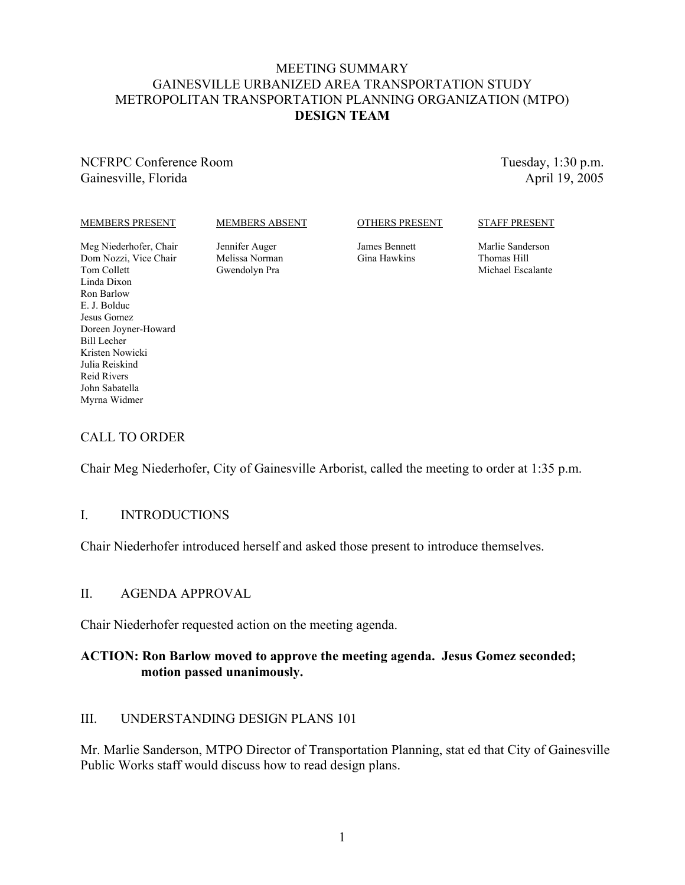# MEETING SUMMARY
# GAINESVILLE URBANIZED AREA TRANSPORTATION STUDY
# METROPOLITAN TRANSPORTATION PLANNING ORGANIZATION (MTPO)
# DESIGN TEAM

NCFRPC Conference Room
Gainesville, Florida

Tuesday, 1:30 p.m.
April 19, 2005

| MEMBERS PRESENT | MEMBERS ABSENT | OTHERS PRESENT | STAFF PRESENT |
|---|---|---|---|
| Meg Niederhofer, Chair | Jennifer Auger | James Bennett | Marlie Sanderson |
| Dom Nozzi, Vice Chair | Melissa Norman | Gina Hawkins | Thomas Hill |
| Tom Collett | Gwendolyn Pra | | Michael Escalante |
| Linda Dixon | | | |
| Ron Barlow | | | |
| E. J. Bolduc | | | |
| Jesus Gomez | | | |
| Doreen Joyner-Howard | | | |
| Bill Lecher | | | |
| Kristen Nowicki | | | |
| Julia Reiskind | | | |
| Reid Rivers | | | |
| John Sabatella | | | |
| Myrna Widmer | | | |

## CALL TO ORDER

Chair Meg Niederhofer, City of Gainesville Arborist, called the meeting to order at 1:35 p.m.

## I. INTRODUCTIONS

Chair Niederhofer introduced herself and asked those present to introduce themselves.

## II. AGENDA APPROVAL

Chair Niederhofer requested action on the meeting agenda.

**ACTION: Ron Barlow moved to approve the meeting agenda. Jesus Gomez seconded; motion passed unanimously.**

## III. UNDERSTANDING DESIGN PLANS 101

Mr. Marlie Sanderson, MTPO Director of Transportation Planning, stat ed that City of Gainesville Public Works staff would discuss how to read design plans.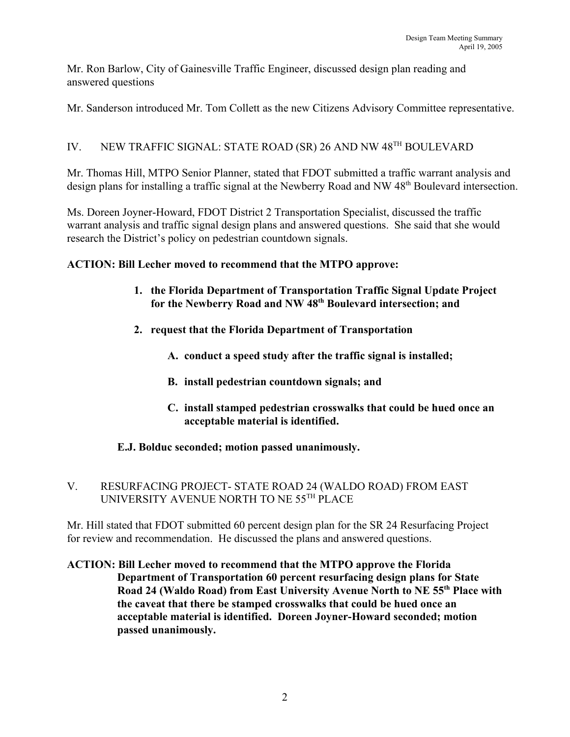Mr. Ron Barlow, City of Gainesville Traffic Engineer, discussed design plan reading and answered questions

Mr. Sanderson introduced Mr. Tom Collett as the new Citizens Advisory Committee representative.

## IV. NEW TRAFFIC SIGNAL: STATE ROAD (SR) 26 AND NW 48TH BOULEVARD

Mr. Thomas Hill, MTPO Senior Planner, stated that FDOT submitted a traffic warrant analysis and design plans for installing a traffic signal at the Newberry Road and NW 48th Boulevard intersection.

Ms. Doreen Joyner-Howard, FDOT District 2 Transportation Specialist, discussed the traffic warrant analysis and traffic signal design plans and answered questions. She said that she would research the District's policy on pedestrian countdown signals.

**ACTION: Bill Lecher moved to recommend that the MTPO approve:**

1. **the Florida Department of Transportation Traffic Signal Update Project for the Newberry Road and NW 48th Boulevard intersection; and**
2. **request that the Florida Department of Transportation**
   - **A. conduct a speed study after the traffic signal is installed;**
   - **B. install pedestrian countdown signals; and**
   - **C. install stamped pedestrian crosswalks that could be hued once an acceptable material is identified.**

**E.J. Bolduc seconded; motion passed unanimously.**

## V. RESURFACING PROJECT- STATE ROAD 24 (WALDO ROAD) FROM EAST UNIVERSITY AVENUE NORTH TO NE 55TH PLACE

Mr. Hill stated that FDOT submitted 60 percent design plan for the SR 24 Resurfacing Project for review and recommendation. He discussed the plans and answered questions.

**ACTION: Bill Lecher moved to recommend that the MTPO approve the Florida Department of Transportation 60 percent resurfacing design plans for State Road 24 (Waldo Road) from East University Avenue North to NE 55th Place with the caveat that there be stamped crosswalks that could be hued once an acceptable material is identified. Doreen Joyner-Howard seconded; motion passed unanimously.**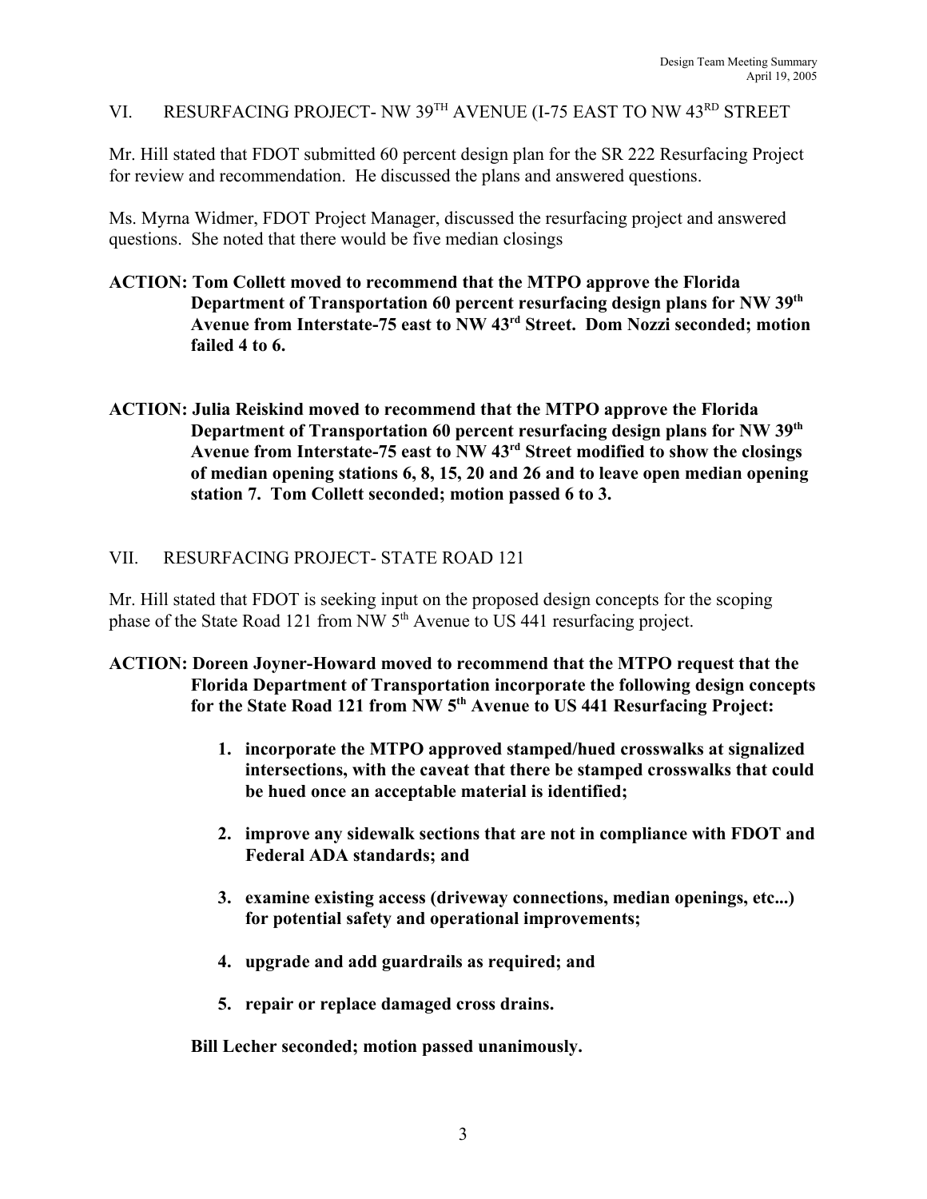## VI. RESURFACING PROJECT- NW 39TH AVENUE (I-75 EAST TO NW 43RD STREET

Mr. Hill stated that FDOT submitted 60 percent design plan for the SR 222 Resurfacing Project for review and recommendation. He discussed the plans and answered questions.

Ms. Myrna Widmer, FDOT Project Manager, discussed the resurfacing project and answered questions. She noted that there would be five median closings

**ACTION: Tom Collett moved to recommend that the MTPO approve the Florida Department of Transportation 60 percent resurfacing design plans for NW 39th Avenue from Interstate-75 east to NW 43rd Street. Dom Nozzi seconded; motion failed 4 to 6.**

**ACTION: Julia Reiskind moved to recommend that the MTPO approve the Florida Department of Transportation 60 percent resurfacing design plans for NW 39th Avenue from Interstate-75 east to NW 43rd Street modified to show the closings of median opening stations 6, 8, 15, 20 and 26 and to leave open median opening station 7. Tom Collett seconded; motion passed 6 to 3.**

## VII. RESURFACING PROJECT- STATE ROAD 121

Mr. Hill stated that FDOT is seeking input on the proposed design concepts for the scoping phase of the State Road 121 from NW 5th Avenue to US 441 resurfacing project.

**ACTION: Doreen Joyner-Howard moved to recommend that the MTPO request that the Florida Department of Transportation incorporate the following design concepts for the State Road 121 from NW 5th Avenue to US 441 Resurfacing Project:**

1. **incorporate the MTPO approved stamped/hued crosswalks at signalized intersections, with the caveat that there be stamped crosswalks that could be hued once an acceptable material is identified;**

2. **improve any sidewalk sections that are not in compliance with FDOT and Federal ADA standards; and**

3. **examine existing access (driveway connections, median openings, etc...) for potential safety and operational improvements;**

4. **upgrade and add guardrails as required; and**

5. **repair or replace damaged cross drains.**

**Bill Lecher seconded; motion passed unanimously.**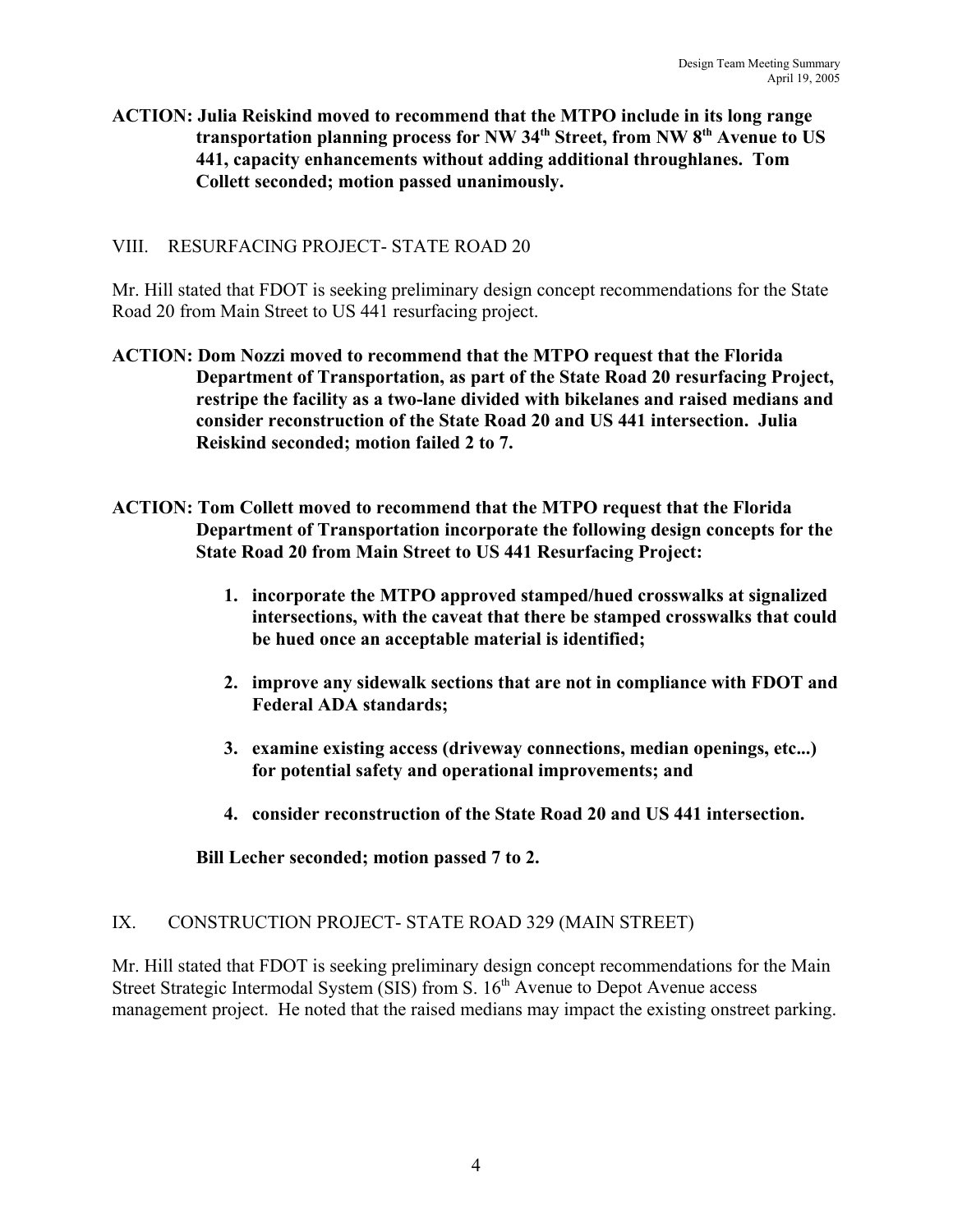**ACTION: Julia Reiskind moved to recommend that the MTPO include in its long range transportation planning process for NW 34th Street, from NW 8th Avenue to US 441, capacity enhancements without adding additional throughlanes. Tom Collett seconded; motion passed unanimously.**

## VIII. RESURFACING PROJECT- STATE ROAD 20

Mr. Hill stated that FDOT is seeking preliminary design concept recommendations for the State Road 20 from Main Street to US 441 resurfacing project.

**ACTION: Dom Nozzi moved to recommend that the MTPO request that the Florida Department of Transportation, as part of the State Road 20 resurfacing Project, restripe the facility as a two-lane divided with bikelanes and raised medians and consider reconstruction of the State Road 20 and US 441 intersection. Julia Reiskind seconded; motion failed 2 to 7.**

**ACTION: Tom Collett moved to recommend that the MTPO request that the Florida Department of Transportation incorporate the following design concepts for the State Road 20 from Main Street to US 441 Resurfacing Project:**

1. **incorporate the MTPO approved stamped/hued crosswalks at signalized intersections, with the caveat that there be stamped crosswalks that could be hued once an acceptable material is identified;**
2. **improve any sidewalk sections that are not in compliance with FDOT and Federal ADA standards;**
3. **examine existing access (driveway connections, median openings, etc...) for potential safety and operational improvements; and**
4. **consider reconstruction of the State Road 20 and US 441 intersection.**

**Bill Lecher seconded; motion passed 7 to 2.**

## IX. CONSTRUCTION PROJECT- STATE ROAD 329 (MAIN STREET)

Mr. Hill stated that FDOT is seeking preliminary design concept recommendations for the Main Street Strategic Intermodal System (SIS) from S. 16th Avenue to Depot Avenue access management project. He noted that the raised medians may impact the existing onstreet parking.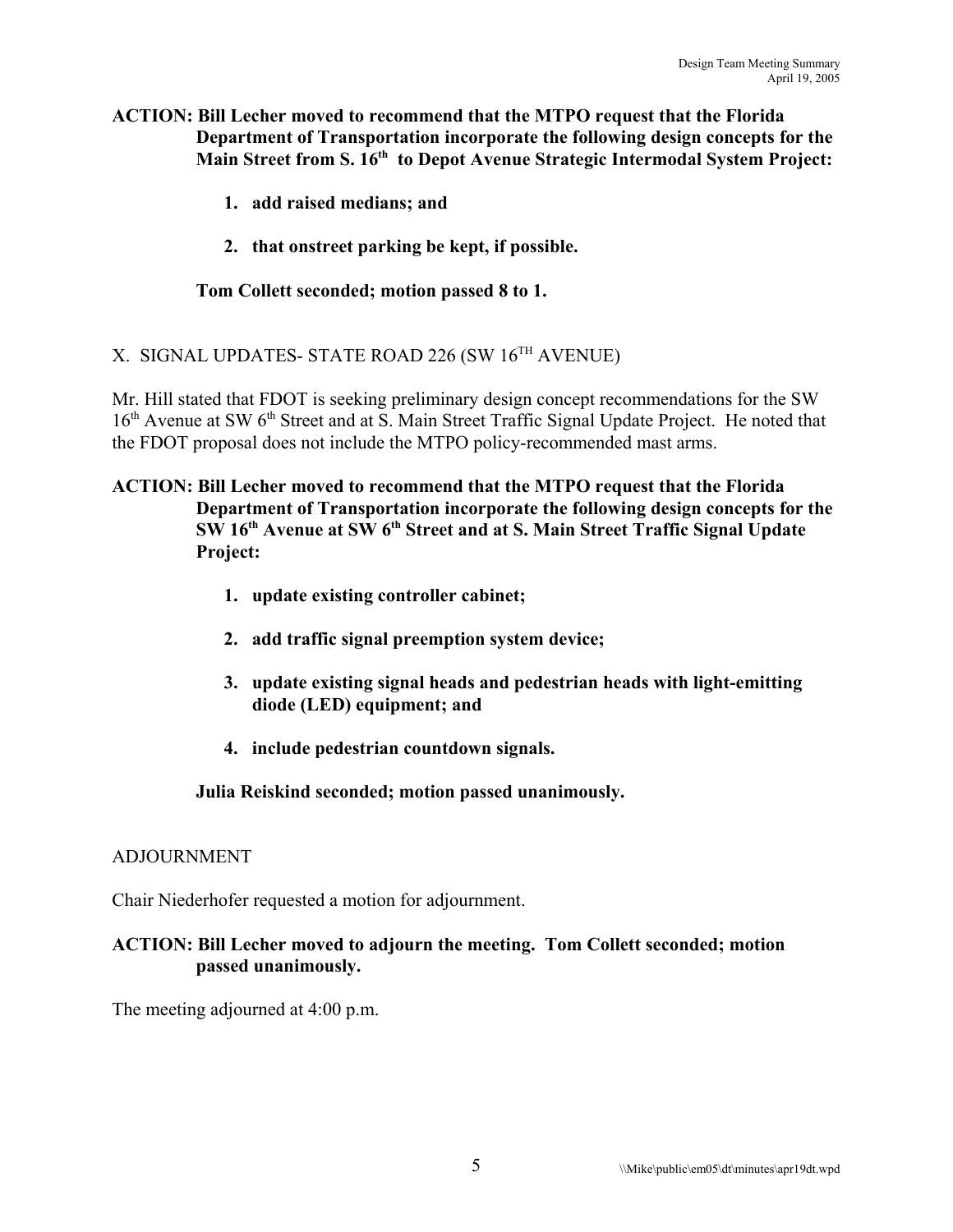**ACTION: Bill Lecher moved to recommend that the MTPO request that the Florida Department of Transportation incorporate the following design concepts for the Main Street from S. 16th to Depot Avenue Strategic Intermodal System Project:**

1. **add raised medians; and**

2. **that onstreet parking be kept, if possible.**

**Tom Collett seconded; motion passed 8 to 1.**

## X. SIGNAL UPDATES- STATE ROAD 226 (SW 16TH AVENUE)

Mr. Hill stated that FDOT is seeking preliminary design concept recommendations for the SW 16th Avenue at SW 6th Street and at S. Main Street Traffic Signal Update Project. He noted that the FDOT proposal does not include the MTPO policy-recommended mast arms.

**ACTION: Bill Lecher moved to recommend that the MTPO request that the Florida Department of Transportation incorporate the following design concepts for the SW 16th Avenue at SW 6th Street and at S. Main Street Traffic Signal Update Project:**

1. **update existing controller cabinet;**

2. **add traffic signal preemption system device;**

3. **update existing signal heads and pedestrian heads with light-emitting diode (LED) equipment; and**

4. **include pedestrian countdown signals.**

**Julia Reiskind seconded; motion passed unanimously.**

## ADJOURNMENT

Chair Niederhofer requested a motion for adjournment.

**ACTION: Bill Lecher moved to adjourn the meeting. Tom Collett seconded; motion passed unanimously.**

The meeting adjourned at 4:00 p.m.